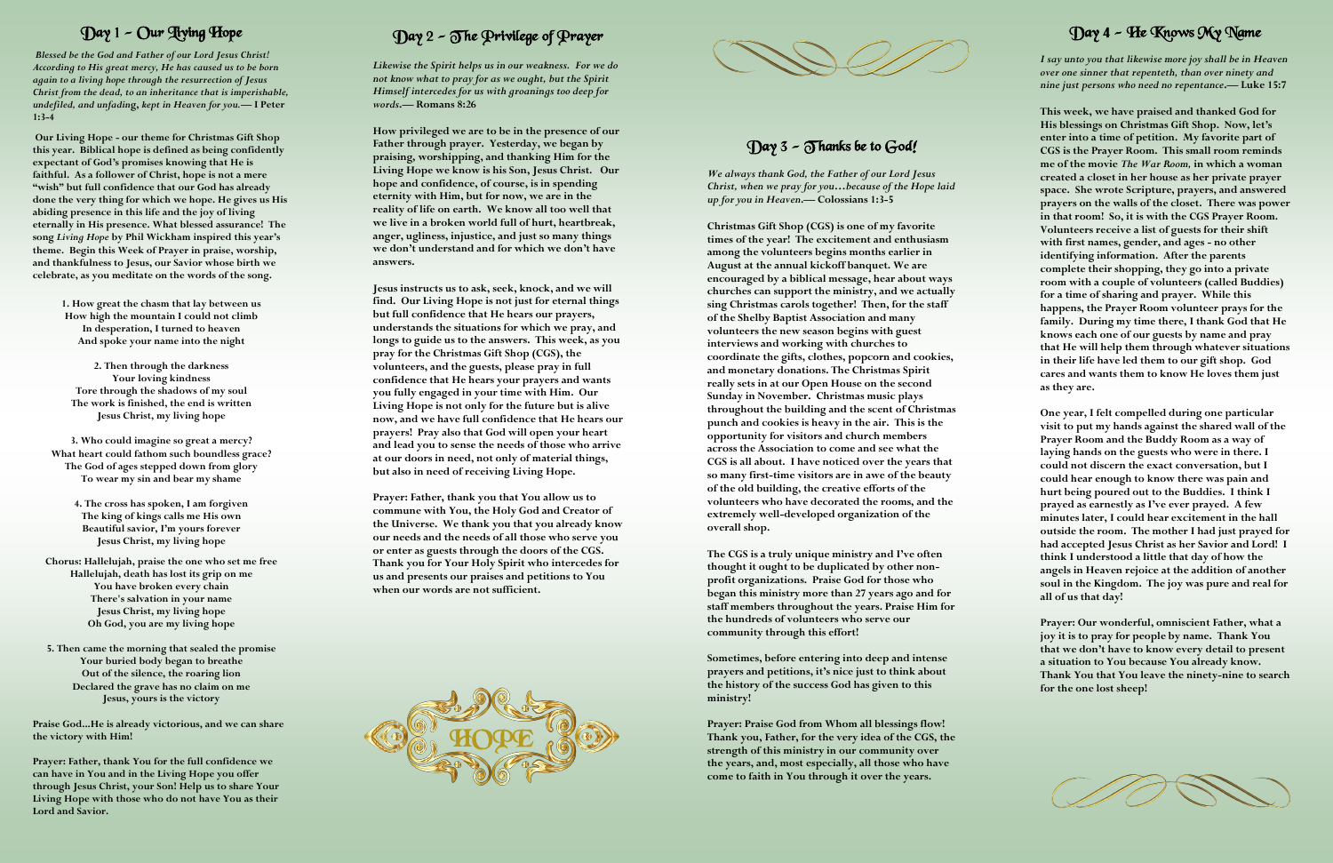## Day 1 ~ Our Living Hope

***Blessed be the God and Father of our Lord Jesus Christ! According to His great mercy, He has caused us to be born again to a living hope through the resurrection of Jesus Christ from the dead, to an inheritance that is imperishable, undefiled, and unfading, kept in Heaven for you.*— I Peter 1:3-4**

**Our Living Hope - our theme for Christmas Gift Shop this year. Biblical hope is defined as being confidently expectant of God's promises knowing that He is faithful. As a follower of Christ, hope is not a mere "wish" but full confidence that our God has already done the very thing for which we hope. He gives us His abiding presence in this life and the joy of living eternally in His presence. What blessed assurance! The song *Living Hope* by Phil Wickham inspired this year's theme. Begin this Week of Prayer in praise, worship, and thankfulness to Jesus, our Savior whose birth we celebrate, as you meditate on the words of the song.**

**1. How great the chasm that lay between us
How high the mountain I could not climb
In desperation, I turned to heaven
And spoke your name into the night**

**2. Then through the darkness
Your loving kindness
Tore through the shadows of my soul
The work is finished, the end is written
Jesus Christ, my living hope**

**3. Who could imagine so great a mercy?
What heart could fathom such boundless grace?
The God of ages stepped down from glory
To wear my sin and bear my shame**

**4. The cross has spoken, I am forgiven
The king of kings calls me His own
Beautiful savior, I'm yours forever
Jesus Christ, my living hope**

**Chorus: Hallelujah, praise the one who set me free
Hallelujah, death has lost its grip on me
You have broken every chain
There's salvation in your name
Jesus Christ, my living hope
Oh God, you are my living hope**

**5. Then came the morning that sealed the promise
Your buried body began to breathe
Out of the silence, the roaring lion
Declared the grave has no claim on me
Jesus, yours is the victory**

**Praise God...He is already victorious, and we can share the victory with Him!**

**Prayer: Father, thank You for the full confidence we can have in You and in the Living Hope you offer through Jesus Christ, your Son! Help us to share Your Living Hope with those who do not have You as their Lord and Savior.**

## Day 2 ~ The Privilege of Prayer

***Likewise the Spirit helps us in our weakness. For we do not know what to pray for as we ought, but the Spirit Himself intercedes for us with groanings too deep for words.*— Romans 8:26**

**How privileged we are to be in the presence of our Father through prayer. Yesterday, we began by praising, worshipping, and thanking Him for the Living Hope we know is his Son, Jesus Christ. Our hope and confidence, of course, is in spending eternity with Him, but for now, we are in the reality of life on earth. We know all too well that we live in a broken world full of hurt, heartbreak, anger, ugliness, injustice, and just so many things we don't understand and for which we don't have answers.**

**Jesus instructs us to ask, seek, knock, and we will find. Our Living Hope is not just for eternal things but full confidence that He hears our prayers, understands the situations for which we pray, and longs to guide us to the answers. This week, as you pray for the Christmas Gift Shop (CGS), the volunteers, and the guests, please pray in full confidence that He hears your prayers and wants you fully engaged in your time with Him. Our Living Hope is not only for the future but is alive now, and we have full confidence that He hears our prayers! Pray also that God will open your heart and lead you to sense the needs of those who arrive at our doors in need, not only of material things, but also in need of receiving Living Hope.**

**Prayer: Father, thank you that You allow us to commune with You, the Holy God and Creator of the Universe. We thank you that you already know our needs and the needs of all those who serve you or enter as guests through the doors of the CGS. Thank you for Your Holy Spirit who intercedes for us and presents our praises and petitions to You when our words are not sufficient.**

HOPE

## Day 3 ~ Thanks be to God!

***We always thank God, the Father of our Lord Jesus Christ, when we pray for you…because of the Hope laid up for you in Heaven.*— Colossians 1:3-5**

**Christmas Gift Shop (CGS) is one of my favorite times of the year! The excitement and enthusiasm among the volunteers begins months earlier in August at the annual kickoff banquet. We are encouraged by a biblical message, hear about ways churches can support the ministry, and we actually sing Christmas carols together! Then, for the staff of the Shelby Baptist Association and many volunteers the new season begins with guest interviews and working with churches to coordinate the gifts, clothes, popcorn and cookies, and monetary donations. The Christmas Spirit really sets in at our Open House on the second Sunday in November. Christmas music plays throughout the building and the scent of Christmas punch and cookies is heavy in the air. This is the opportunity for visitors and church members across the Association to come and see what the CGS is all about. I have noticed over the years that so many first-time visitors are in awe of the beauty of the old building, the creative efforts of the volunteers who have decorated the rooms, and the extremely well-developed organization of the overall shop.**

**The CGS is a truly unique ministry and I've often thought it ought to be duplicated by other non-profit organizations. Praise God for those who began this ministry more than 27 years ago and for staff members throughout the years. Praise Him for the hundreds of volunteers who serve our community through this effort!**

**Sometimes, before entering into deep and intense prayers and petitions, it's nice just to think about the history of the success God has given to this ministry!**

**Prayer: Praise God from Whom all blessings flow! Thank you, Father, for the very idea of the CGS, the strength of this ministry in our community over the years, and, most especially, all those who have come to faith in You through it over the years.**

## Day 4 ~ He Knows My Name

***I say unto you that likewise more joy shall be in Heaven over one sinner that repenteth, than over ninety and nine just persons who need no repentance.*— Luke 15:7**

**This week, we have praised and thanked God for His blessings on Christmas Gift Shop. Now, let's enter into a time of petition. My favorite part of CGS is the Prayer Room. This small room reminds me of the movie *The War Room,* in which a woman created a closet in her house as her private prayer space. She wrote Scripture, prayers, and answered prayers on the walls of the closet. There was power in that room! So, it is with the CGS Prayer Room. Volunteers receive a list of guests for their shift with first names, gender, and ages - no other identifying information. After the parents complete their shopping, they go into a private room with a couple of volunteers (called Buddies) for a time of sharing and prayer. While this happens, the Prayer Room volunteer prays for the family. During my time there, I thank God that He knows each one of our guests by name and pray that He will help them through whatever situations in their life have led them to our gift shop. God cares and wants them to know He loves them just as they are.**

**One year, I felt compelled during one particular visit to put my hands against the shared wall of the Prayer Room and the Buddy Room as a way of laying hands on the guests who were in there. I could not discern the exact conversation, but I could hear enough to know there was pain and hurt being poured out to the Buddies. I think I prayed as earnestly as I've ever prayed. A few minutes later, I could hear excitement in the hall outside the room. The mother I had just prayed for had accepted Jesus Christ as her Savior and Lord! I think I understood a little that day of how the angels in Heaven rejoice at the addition of another soul in the Kingdom. The joy was pure and real for all of us that day!**

**Prayer: Our wonderful, omniscient Father, what a joy it is to pray for people by name. Thank You that we don't have to know every detail to present a situation to You because You already know. Thank You that You leave the ninety-nine to search for the one lost sheep!**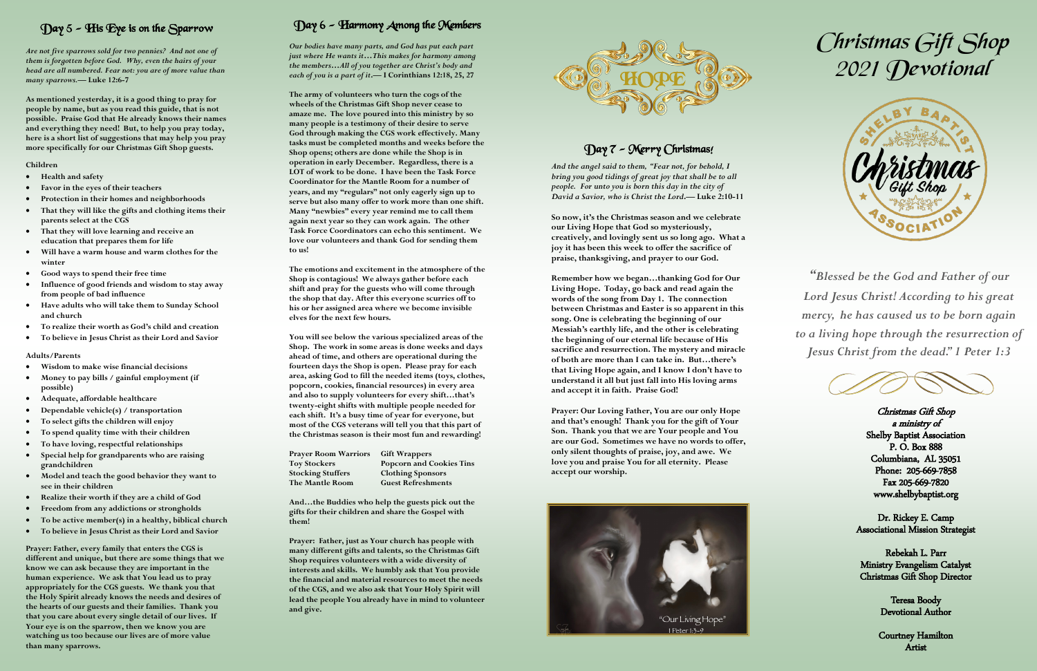## Day 5 – His Eye is on the Sparrow

*Are not five sparrows sold for two pennies? And not one of them is forgotten before God. Why, even the hairs of your head are all numbered. Fear not: you are of more value than many sparrows.*— **Luke 12:6-7**

**As mentioned yesterday, it is a good thing to pray for people by name, but as you read this guide, that is not possible. Praise God that He already knows their names and everything they need! But, to help you pray today, here is a short list of suggestions that may help you pray more specifically for our Christmas Gift Shop guests.**

**Children**

- **Health and safety**
- **Favor in the eyes of their teachers**
- **Protection in their homes and neighborhoods**
- **That they will like the gifts and clothing items their parents select at the CGS**
- **That they will love learning and receive an education that prepares them for life**
- **Will have a warm house and warm clothes for the winter**
- **Good ways to spend their free time**
- **Influence of good friends and wisdom to stay away from people of bad influence**
- **Have adults who will take them to Sunday School and church**
- **To realize their worth as God's child and creation**
- **To believe in Jesus Christ as their Lord and Savior**

**Adults/Parents**

- **Wisdom to make wise financial decisions**
- **Money to pay bills / gainful employment (if possible)**
- **Adequate, affordable healthcare**
- **Dependable vehicle(s) / transportation**
- **To select gifts the children will enjoy**
- **To spend quality time with their children**
- **To have loving, respectful relationships**
- **Special help for grandparents who are raising grandchildren**
- **Model and teach the good behavior they want to see in their children**
- **Realize their worth if they are a child of God**
- **Freedom from any addictions or strongholds**
- **To be active member(s) in a healthy, biblical church**
- **To believe in Jesus Christ as their Lord and Savior**

**Prayer: Father, every family that enters the CGS is different and unique, but there are some things that we know we can ask because they are important in the human experience. We ask that You lead us to pray appropriately for the CGS guests. We thank you that the Holy Spirit already knows the needs and desires of the hearts of our guests and their families. Thank you that you care about every single detail of our lives. If Your eye is on the sparrow, then we know you are watching us too because our lives are of more value than many sparrows.**

## Day 6 – Harmony Among the Members

*Our bodies have many parts, and God has put each part just where He wants it…This makes for harmony among the members…All of you together are Christ's body and each of you is a part of it.*— **I Corinthians 12:18, 25, 27**

**The army of volunteers who turn the cogs of the wheels of the Christmas Gift Shop never cease to amaze me. The love poured into this ministry by so many people is a testimony of their desire to serve God through making the CGS work effectively. Many tasks must be completed months and weeks before the Shop opens; others are done while the Shop is in operation in early December. Regardless, there is a LOT of work to be done. I have been the Task Force Coordinator for the Mantle Room for a number of years, and my "regulars" not only eagerly sign up to serve but also many offer to work more than one shift. Many "newbies" every year remind me to call them again next year so they can work again. The other Task Force Coordinators can echo this sentiment. We love our volunteers and thank God for sending them to us!**

**The emotions and excitement in the atmosphere of the Shop is contagious! We always gather before each shift and pray for the guests who will come through the shop that day. After this everyone scurries off to his or her assigned area where we become invisible elves for the next few hours.**

**You will see below the various specialized areas of the Shop. The work in some areas is done weeks and days ahead of time, and others are operational during the fourteen days the Shop is open. Please pray for each area, asking God to fill the needed items (toys, clothes, popcorn, cookies, financial resources) in every area and also to supply volunteers for every shift…that's twenty-eight shifts with multiple people needed for each shift. It's a busy time of year for everyone, but most of the CGS veterans will tell you that this part of the Christmas season is their most fun and rewarding!**

| | |
|---|---|
| **Prayer Room Warriors** | **Gift Wrappers** |
| **Toy Stockers** | **Popcorn and Cookies Tins** |
| **Stocking Stuffers** | **Clothing Sponsors** |
| **The Mantle Room** | **Guest Refreshments** |

**And…the Buddies who help the guests pick out the gifts for their children and share the Gospel with them!**

**Prayer: Father, just as Your church has people with many different gifts and talents, so the Christmas Gift Shop requires volunteers with a wide diversity of interests and skills. We humbly ask that You provide the financial and material resources to meet the needs of the CGS, and we also ask that Your Holy Spirit will lead the people You already have in mind to volunteer and give.**

HOPE

## Day 7 – Merry Christmas!

*And the angel said to them, "Fear not, for behold, I bring you good tidings of great joy that shall be to all people. For unto you is born this day in the city of David a Savior, who is Christ the Lord.*— **Luke 2:10-11**

**So now, it's the Christmas season and we celebrate our Living Hope that God so mysteriously, creatively, and lovingly sent us so long ago. What a joy it has been this week to offer the sacrifice of praise, thanksgiving, and prayer to our God.**

**Remember how we began…thanking God for Our Living Hope. Today, go back and read again the words of the song from Day 1. The connection between Christmas and Easter is so apparent in this song. One is celebrating the beginning of our Messiah's earthly life, and the other is celebrating the beginning of our eternal life because of His sacrifice and resurrection. The mystery and miracle of both are more than I can take in. But…there's that Living Hope again, and I know I don't have to understand it all but just fall into His loving arms and accept it in faith. Praise God!**

**Prayer: Our Loving Father, You are our only Hope and that's enough! Thank you for the gift of Your Son. Thank you that we are Your people and You are our God. Sometimes we have no words to offer, only silent thoughts of praise, joy, and awe. We love you and praise You for all eternity. Please accept our worship.**

"Our Living Hope"
I Peter 1:3-9

# Christmas Gift Shop 2021 Devotional

Shelby Baptist Christmas Gift Shop Association

*"Blessed be the God and Father of our Lord Jesus Christ! According to his great mercy, he has caused us to be born again to a living hope through the resurrection of Jesus Christ from the dead." I Peter 1:3*

*Christmas Gift Shop*
*a ministry of*
Shelby Baptist Association
P. O. Box 888
Columbiana, AL 35051
Phone: 205-669-7858
Fax 205-669-7820
www.shelbybaptist.org

Dr. Rickey E. Camp
Associational Mission Strategist

Rebekah L. Parr
Ministry Evangelism Catalyst
Christmas Gift Shop Director

Teresa Boody
Devotional Author

Courtney Hamilton
Artist